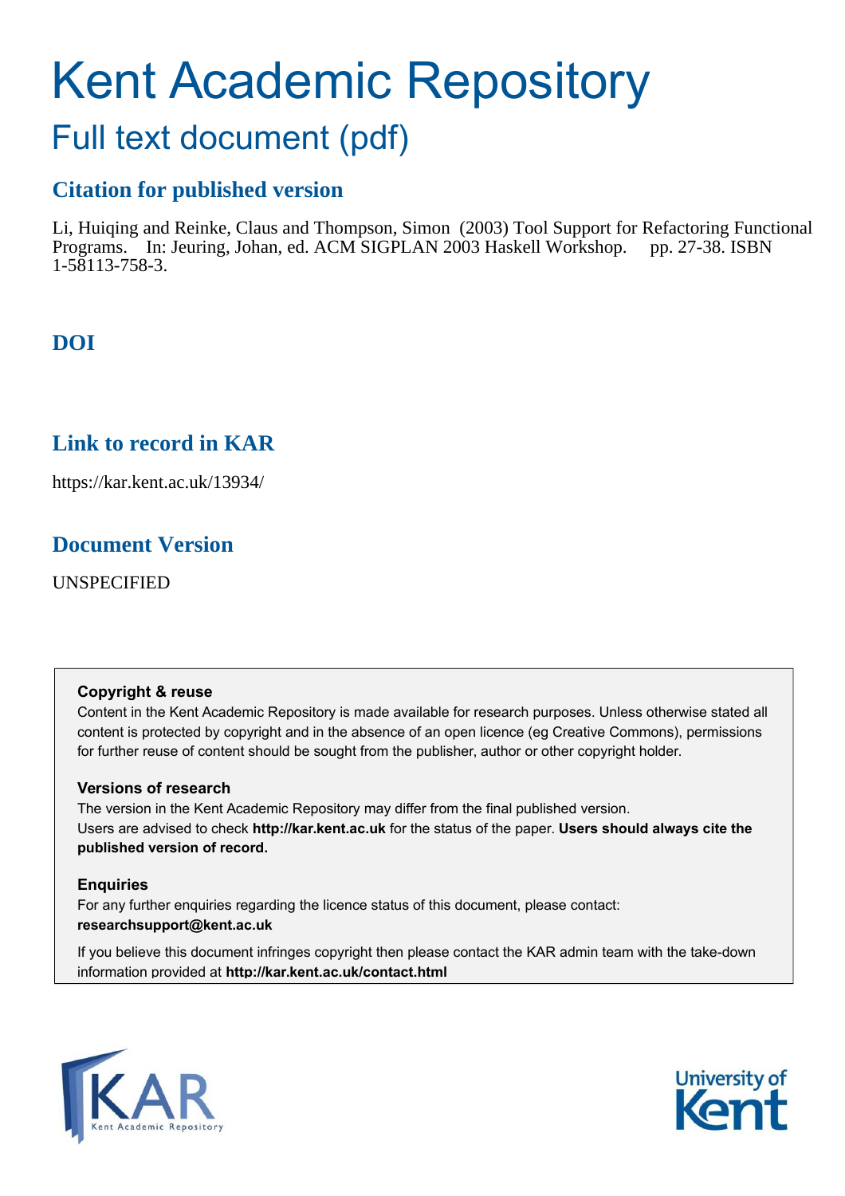# Kent Academic Repository

## Full text document (pdf)

### Citation for published version

Li, Huiqing and Reinke, Claus and Thompson, Simon (2003) Tool Support for Refactoring Functional Programs. In: Jeuring, Johan, ed. ACM SIGPLAN 2003 Haskell Workshop. pp. 27-38. ISBN 1-58113-758-3.

### DOI

### Link to record in KAR

https://kar.kent.ac.uk/13934/

### Document Version

UNSPECIFIED

**Copyright & reuse**

Content in the Kent Academic Repository is made available for research purposes. Unless otherwise stated all content is protected by copyright and in the absence of an open licence (eg Creative Commons), permissions for further reuse of content should be sought from the publisher, author or other copyright holder.

**Versions of research**

The version in the Kent Academic Repository may differ from the final published version. Users are advised to check **http://kar.kent.ac.uk** for the status of the paper. **Users should always cite the published version of record.**

**Enquiries**

For any further enquiries regarding the licence status of this document, please contact: **researchsupport@kent.ac.uk**

If you believe this document infringes copyright then please contact the KAR admin team with the take-down information provided at **http://kar.kent.ac.uk/contact.html**

KAR Kent Academic Repository

University of Kent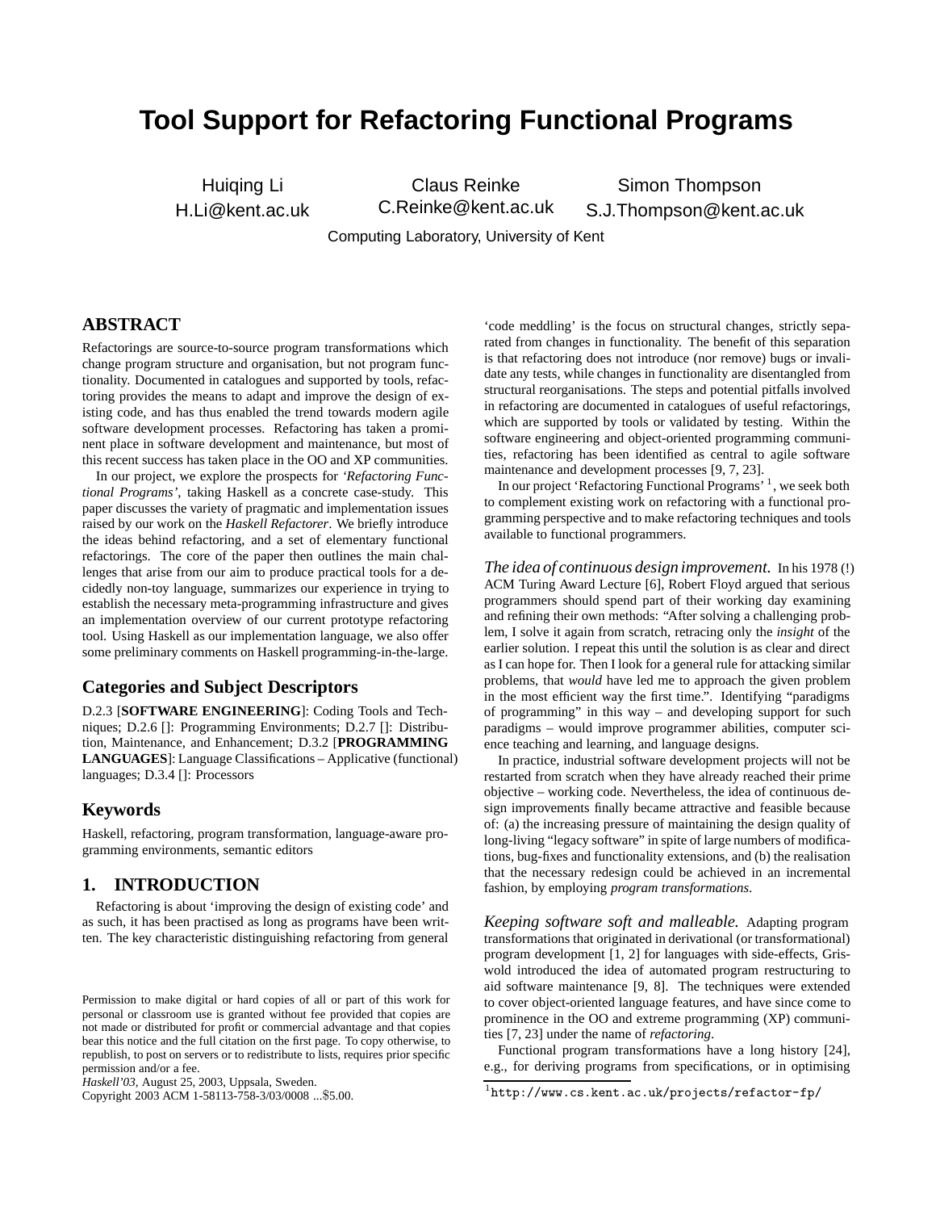# Tool Support for Refactoring Functional Programs

Huiqing Li
H.Li@kent.ac.uk

Claus Reinke
C.Reinke@kent.ac.uk

Simon Thompson
S.J.Thompson@kent.ac.uk

Computing Laboratory, University of Kent

## ABSTRACT

Refactorings are source-to-source program transformations which change program structure and organisation, but not program functionality. Documented in catalogues and supported by tools, refactoring provides the means to adapt and improve the design of existing code, and has thus enabled the trend towards modern agile software development processes. Refactoring has taken a prominent place in software development and maintenance, but most of this recent success has taken place in the OO and XP communities.

In our project, we explore the prospects for *'Refactoring Functional Programs'*, taking Haskell as a concrete case-study. This paper discusses the variety of pragmatic and implementation issues raised by our work on the *Haskell Refactorer*. We briefly introduce the ideas behind refactoring, and a set of elementary functional refactorings. The core of the paper then outlines the main challenges that arise from our aim to produce practical tools for a decidedly non-toy language, summarizes our experience in trying to establish the necessary meta-programming infrastructure and gives an implementation overview of our current prototype refactoring tool. Using Haskell as our implementation language, we also offer some preliminary comments on Haskell programming-in-the-large.

## Categories and Subject Descriptors

D.2.3 [**SOFTWARE ENGINEERING**]: Coding Tools and Techniques; D.2.6 []: Programming Environments; D.2.7 []: Distribution, Maintenance, and Enhancement; D.3.2 [**PROGRAMMING LANGUAGES**]: Language Classifications – Applicative (functional) languages; D.3.4 []: Processors

## Keywords

Haskell, refactoring, program transformation, language-aware programming environments, semantic editors

## 1. INTRODUCTION

Refactoring is about 'improving the design of existing code' and as such, it has been practised as long as programs have been written. The key characteristic distinguishing refactoring from general 'code meddling' is the focus on structural changes, strictly separated from changes in functionality. The benefit of this separation is that refactoring does not introduce (nor remove) bugs or invalidate any tests, while changes in functionality are disentangled from structural reorganisations. The steps and potential pitfalls involved in refactoring are documented in catalogues of useful refactorings, which are supported by tools or validated by testing. Within the software engineering and object-oriented programming communities, refactoring has been identified as central to agile software maintenance and development processes [9, 7, 23].

In our project 'Refactoring Functional Programs' [1], we seek both to complement existing work on refactoring with a functional programming perspective and to make refactoring techniques and tools available to functional programmers.

*The idea of continuous design improvement.* In his 1978 (!) ACM Turing Award Lecture [6], Robert Floyd argued that serious programmers should spend part of their working day examining and refining their own methods: "After solving a challenging problem, I solve it again from scratch, retracing only the *insight* of the earlier solution. I repeat this until the solution is as clear and direct as I can hope for. Then I look for a general rule for attacking similar problems, that *would* have led me to approach the given problem in the most efficient way the first time.". Identifying "paradigms of programming" in this way – and developing support for such paradigms – would improve programmer abilities, computer science teaching and learning, and language designs.

In practice, industrial software development projects will not be restarted from scratch when they have already reached their prime objective – working code. Nevertheless, the idea of continuous design improvements finally became attractive and feasible because of: (a) the increasing pressure of maintaining the design quality of long-living "legacy software" in spite of large numbers of modifications, bug-fixes and functionality extensions, and (b) the realisation that the necessary redesign could be achieved in an incremental fashion, by employing *program transformations*.

*Keeping software soft and malleable.* Adapting program transformations that originated in derivational (or transformational) program development [1, 2] for languages with side-effects, Griswold introduced the idea of automated program restructuring to aid software maintenance [9, 8]. The techniques were extended to cover object-oriented language features, and have since come to prominence in the OO and extreme programming (XP) communities [7, 23] under the name of *refactoring*.

Functional program transformations have a long history [24], e.g., for deriving programs from specifications, or in optimising

[1] `http://www.cs.kent.ac.uk/projects/refactor-fp/`

Permission to make digital or hard copies of all or part of this work for personal or classroom use is granted without fee provided that copies are not made or distributed for profit or commercial advantage and that copies bear this notice and the full citation on the first page. To copy otherwise, to republish, to post on servers or to redistribute to lists, requires prior specific permission and/or a fee.
*Haskell'03*, August 25, 2003, Uppsala, Sweden.
Copyright 2003 ACM 1-58113-758-3/03/0008 ...$5.00.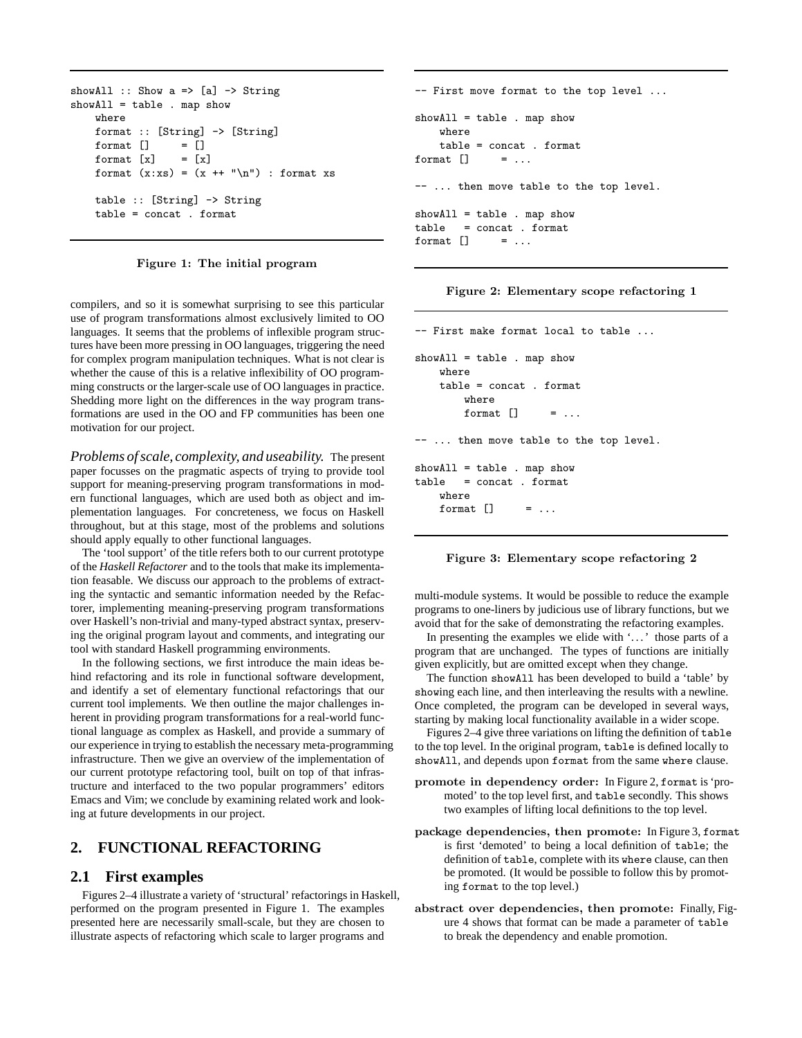```
showAll :: Show a => [a] -> String
showAll = table . map show
    where
    format :: [String] -> [String]
    format []     = []
    format [x]    = [x]
    format (x:xs) = (x ++ "\n") : format xs

    table :: [String] -> String
    table = concat . format
```

**Figure 1: The initial program**

compilers, and so it is somewhat surprising to see this particular use of program transformations almost exclusively limited to OO languages. It seems that the problems of inflexible program structures have been more pressing in OO languages, triggering the need for complex program manipulation techniques. What is not clear is whether the cause of this is a relative inflexibility of OO programming constructs or the larger-scale use of OO languages in practice. Shedding more light on the differences in the way program transformations are used in the OO and FP communities has been one motivation for our project.

*Problems of scale, complexity, and useability.* The present paper focusses on the pragmatic aspects of trying to provide tool support for meaning-preserving program transformations in modern functional languages, which are used both as object and implementation languages. For concreteness, we focus on Haskell throughout, but at this stage, most of the problems and solutions should apply equally to other functional languages.

The 'tool support' of the title refers both to our current prototype of the *Haskell Refactorer* and to the tools that make its implementation feasable. We discuss our approach to the problems of extracting the syntactic and semantic information needed by the Refactorer, implementing meaning-preserving program transformations over Haskell's non-trivial and many-typed abstract syntax, preserving the original program layout and comments, and integrating our tool with standard Haskell programming environments.

In the following sections, we first introduce the main ideas behind refactoring and its role in functional software development, and identify a set of elementary functional refactorings that our current tool implements. We then outline the major challenges inherent in providing program transformations for a real-world functional language as complex as Haskell, and provide a summary of our experience in trying to establish the necessary meta-programming infrastructure. Then we give an overview of the implementation of our current prototype refactoring tool, built on top of that infrastructure and interfaced to the two popular programmers' editors Emacs and Vim; we conclude by examining related work and looking at future developments in our project.

## 2. FUNCTIONAL REFACTORING

### 2.1 First examples

Figures 2–4 illustrate a variety of 'structural' refactorings in Haskell, performed on the program presented in Figure 1. The examples presented here are necessarily small-scale, but they are chosen to illustrate aspects of refactoring which scale to larger programs and

```
-- First move format to the top level ...

showAll = table . map show
    where
    table = concat . format
format []     = ...

-- ... then move table to the top level.

showAll = table . map show
table   = concat . format
format []     = ...
```

**Figure 2: Elementary scope refactoring 1**

```
-- First make format local to table ...

showAll = table . map show
    where
    table = concat . format
        where
        format []     = ...

-- ... then move table to the top level.

showAll = table . map show
table   = concat . format
    where
    format []     = ...
```

**Figure 3: Elementary scope refactoring 2**

multi-module systems. It would be possible to reduce the example programs to one-liners by judicious use of library functions, but we avoid that for the sake of demonstrating the refactoring examples.

In presenting the examples we elide with '...' those parts of a program that are unchanged. The types of functions are initially given explicitly, but are omitted except when they change.

The function `showAll` has been developed to build a 'table' by `show`ing each line, and then interleaving the results with a newline. Once completed, the program can be developed in several ways, starting by making local functionality available in a wider scope.

Figures 2–4 give three variations on lifting the definition of `table` to the top level. In the original program, `table` is defined locally to `showAll`, and depends upon `format` from the same `where` clause.

**promote in dependency order:** In Figure 2, `format` is 'promoted' to the top level first, and `table` secondly. This shows two examples of lifting local definitions to the top level.

**package dependencies, then promote:** In Figure 3, `format` is first 'demoted' to being a local definition of `table`; the definition of `table`, complete with its `where` clause, can then be promoted. (It would be possible to follow this by promoting `format` to the top level.)

**abstract over dependencies, then promote:** Finally, Figure 4 shows that format can be made a parameter of `table` to break the dependency and enable promotion.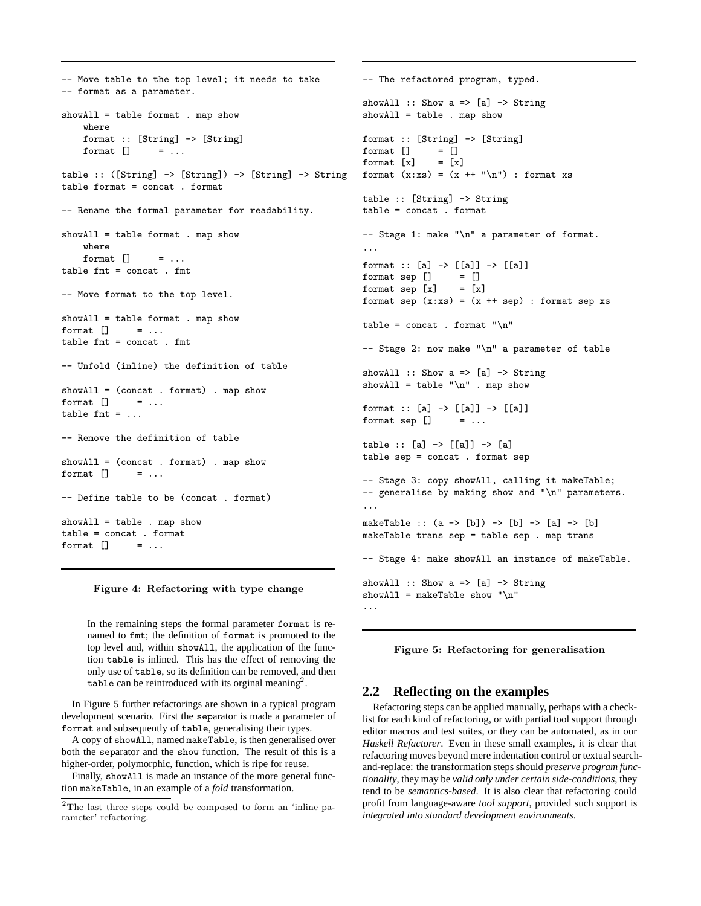```
-- Move table to the top level; it needs to take
-- format as a parameter.

showAll = table format . map show
    where
    format :: [String] -> [String]
    format []     = ...

table :: ([String] -> [String]) -> [String] -> String
table format = concat . format

-- Rename the formal parameter for readability.

showAll = table format . map show
    where
    format []     = ...
table fmt = concat . fmt

-- Move format to the top level.

showAll = table format . map show
format []     = ...
table fmt = concat . fmt

-- Unfold (inline) the definition of table

showAll = (concat . format) . map show
format []     = ...
table fmt = ...

-- Remove the definition of table

showAll = (concat . format) . map show
format []     = ...

-- Define table to be (concat . format)

showAll = table . map show
table = concat . format
format []     = ...
```

**Figure 4: Refactoring with type change**

> In the remaining steps the formal parameter `format` is renamed to `fmt`; the definition of `format` is promoted to the top level and, within `showAll`, the application of the function `table` is inlined. This has the effect of removing the only use of `table`, so its definition can be removed, and then `table` can be reintroduced with its orginal meaning[2].

In Figure 5 further refactorings are shown in a typical program development scenario. First the separator is made a parameter of `format` and subsequently of `table`, generalising their types.

A copy of `showAll`, named `makeTable`, is then generalised over both the separator and the `show` function. The result of this is a higher-order, polymorphic, function, which is ripe for reuse.

Finally, `showAll` is made an instance of the more general function `makeTable`, in an example of a *fold* transformation.

[2]The last three steps could be composed to form an 'inline parameter' refactoring.

```
-- The refactored program, typed.

showAll :: Show a => [a] -> String
showAll = table . map show

format :: [String] -> [String]
format []     = []
format [x]    = [x]
format (x:xs) = (x ++ "\n") : format xs

table :: [String] -> String
table = concat . format

-- Stage 1: make "\n" a parameter of format.
...

format :: [a] -> [[a]] -> [[a]]
format sep []     = []
format sep [x]    = [x]
format sep (x:xs) = (x ++ sep) : format sep xs

table = concat . format "\n"

-- Stage 2: now make "\n" a parameter of table

showAll :: Show a => [a] -> String
showAll = table "\n" . map show

format :: [a] -> [[a]] -> [[a]]
format sep []     = ...

table :: [a] -> [[a]] -> [a]
table sep = concat . format sep

-- Stage 3: copy showAll, calling it makeTable;
-- generalise by making show and "\n" parameters.
...

makeTable :: (a -> [b]) -> [b] -> [a] -> [b]
makeTable trans sep = table sep . map trans

-- Stage 4: make showAll an instance of makeTable.

showAll :: Show a => [a] -> String
showAll = makeTable show "\n"
...
```

**Figure 5: Refactoring for generalisation**

## 2.2 Reflecting on the examples

Refactoring steps can be applied manually, perhaps with a checklist for each kind of refactoring, or with partial tool support through editor macros and test suites, or they can be automated, as in our *Haskell Refactorer*. Even in these small examples, it is clear that refactoring moves beyond mere indentation control or textual search-and-replace: the transformation steps should *preserve program functionality*, they may be *valid only under certain side-conditions*, they tend to be *semantics-based*. It is also clear that refactoring could profit from language-aware *tool support*, provided such support is *integrated into standard development environments*.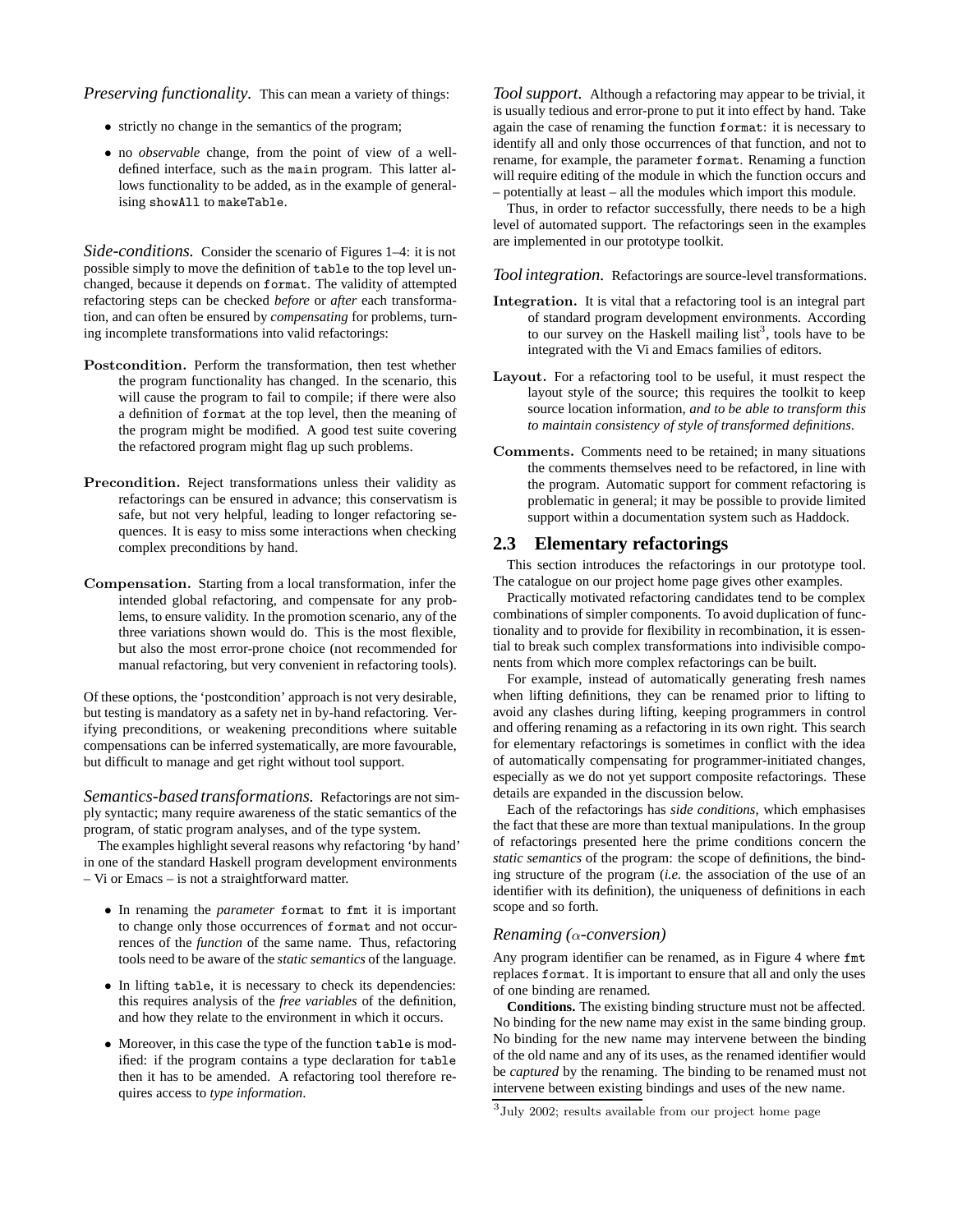*Preserving functionality.* This can mean a variety of things:

- strictly no change in the semantics of the program;
- no *observable* change, from the point of view of a well-defined interface, such as the `main` program. This latter allows functionality to be added, as in the example of generalising `showAll` to `makeTable`.

*Side-conditions.* Consider the scenario of Figures 1–4: it is not possible simply to move the definition of `table` to the top level unchanged, because it depends on `format`. The validity of attempted refactoring steps can be checked *before* or *after* each transformation, and can often be ensured by *compensating* for problems, turning incomplete transformations into valid refactorings:

**Postcondition.** Perform the transformation, then test whether the program functionality has changed. In the scenario, this will cause the program to fail to compile; if there were also a definition of `format` at the top level, then the meaning of the program might be modified. A good test suite covering the refactored program might flag up such problems.

**Precondition.** Reject transformations unless their validity as refactorings can be ensured in advance; this conservatism is safe, but not very helpful, leading to longer refactoring sequences. It is easy to miss some interactions when checking complex preconditions by hand.

**Compensation.** Starting from a local transformation, infer the intended global refactoring, and compensate for any problems, to ensure validity. In the promotion scenario, any of the three variations shown would do. This is the most flexible, but also the most error-prone choice (not recommended for manual refactoring, but very convenient in refactoring tools).

Of these options, the 'postcondition' approach is not very desirable, but testing is mandatory as a safety net in by-hand refactoring. Verifying preconditions, or weakening preconditions where suitable compensations can be inferred systematically, are more favourable, but difficult to manage and get right without tool support.

*Semantics-based transformations.* Refactorings are not simply syntactic; many require awareness of the static semantics of the program, of static program analyses, and of the type system.

The examples highlight several reasons why refactoring 'by hand' in one of the standard Haskell program development environments – Vi or Emacs – is not a straightforward matter.

- In renaming the *parameter* `format` to `fmt` it is important to change only those occurrences of `format` and not occurrences of the *function* of the same name. Thus, refactoring tools need to be aware of the *static semantics* of the language.
- In lifting `table`, it is necessary to check its dependencies: this requires analysis of the *free variables* of the definition, and how they relate to the environment in which it occurs.
- Moreover, in this case the type of the function `table` is modified: if the program contains a type declaration for `table` then it has to be amended. A refactoring tool therefore requires access to *type information*.

*Tool support.* Although a refactoring may appear to be trivial, it is usually tedious and error-prone to put it into effect by hand. Take again the case of renaming the function `format`: it is necessary to identify all and only those occurrences of that function, and not to rename, for example, the parameter `format`. Renaming a function will require editing of the module in which the function occurs and – potentially at least – all the modules which import this module.

Thus, in order to refactor successfully, there needs to be a high level of automated support. The refactorings seen in the examples are implemented in our prototype toolkit.

*Tool integration.* Refactorings are source-level transformations.

**Integration.** It is vital that a refactoring tool is an integral part of standard program development environments. According to our survey on the Haskell mailing list[3], tools have to be integrated with the Vi and Emacs families of editors.

**Layout.** For a refactoring tool to be useful, it must respect the layout style of the source; this requires the toolkit to keep source location information, *and to be able to transform this to maintain consistency of style of transformed definitions*.

**Comments.** Comments need to be retained; in many situations the comments themselves need to be refactored, in line with the program. Automatic support for comment refactoring is problematic in general; it may be possible to provide limited support within a documentation system such as Haddock.

## 2.3 Elementary refactorings

This section introduces the refactorings in our prototype tool. The catalogue on our project home page gives other examples.

Practically motivated refactoring candidates tend to be complex combinations of simpler components. To avoid duplication of functionality and to provide for flexibility in recombination, it is essential to break such complex transformations into indivisible components from which more complex refactorings can be built.

For example, instead of automatically generating fresh names when lifting definitions, they can be renamed prior to lifting to avoid any clashes during lifting, keeping programmers in control and offering renaming as a refactoring in its own right. This search for elementary refactorings is sometimes in conflict with the idea of automatically compensating for programmer-initiated changes, especially as we do not yet support composite refactorings. These details are expanded in the discussion below.

Each of the refactorings has *side conditions*, which emphasises the fact that these are more than textual manipulations. In the group of refactorings presented here the prime conditions concern the *static semantics* of the program: the scope of definitions, the binding structure of the program (*i.e.* the association of the use of an identifier with its definition), the uniqueness of definitions in each scope and so forth.

### *Renaming ($\alpha$-conversion)*

Any program identifier can be renamed, as in Figure 4 where `fmt` replaces `format`. It is important to ensure that all and only the uses of one binding are renamed.

**Conditions.** The existing binding structure must not be affected. No binding for the new name may exist in the same binding group. No binding for the new name may intervene between the binding of the old name and any of its uses, as the renamed identifier would be *captured* by the renaming. The binding to be renamed must not intervene between existing bindings and uses of the new name.

[3] July 2002; results available from our project home page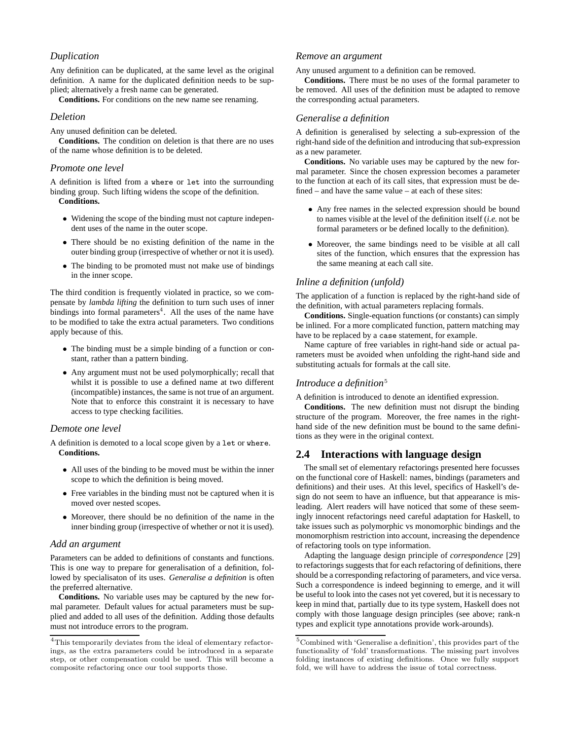### *Duplication*

Any definition can be duplicated, at the same level as the original definition. A name for the duplicated definition needs to be supplied; alternatively a fresh name can be generated.

**Conditions.** For conditions on the new name see renaming.

### *Deletion*

Any unused definition can be deleted.

**Conditions.** The condition on deletion is that there are no uses of the name whose definition is to be deleted.

### *Promote one level*

A definition is lifted from a `where` or `let` into the surrounding binding group. Such lifting widens the scope of the definition.

**Conditions.**

- Widening the scope of the binding must not capture independent uses of the name in the outer scope.
- There should be no existing definition of the name in the outer binding group (irrespective of whether or not it is used).
- The binding to be promoted must not make use of bindings in the inner scope.

The third condition is frequently violated in practice, so we compensate by *lambda lifting* the definition to turn such uses of inner bindings into formal parameters[4]. All the uses of the name have to be modified to take the extra actual parameters. Two conditions apply because of this.

- The binding must be a simple binding of a function or constant, rather than a pattern binding.
- Any argument must not be used polymorphically; recall that whilst it is possible to use a defined name at two different (incompatible) instances, the same is not true of an argument. Note that to enforce this constraint it is necessary to have access to type checking facilities.

### *Demote one level*

A definition is demoted to a local scope given by a `let` or `where`.

**Conditions.**

- All uses of the binding to be moved must be within the inner scope to which the definition is being moved.
- Free variables in the binding must not be captured when it is moved over nested scopes.
- Moreover, there should be no definition of the name in the inner binding group (irrespective of whether or not it is used).

### *Add an argument*

Parameters can be added to definitions of constants and functions. This is one way to prepare for generalisation of a definition, followed by specialisaton of its uses. *Generalise a definition* is often the preferred alternative.

**Conditions.** No variable uses may be captured by the new formal parameter. Default values for actual parameters must be supplied and added to all uses of the definition. Adding those defaults must not introduce errors to the program.

### *Remove an argument*

Any unused argument to a definition can be removed.

**Conditions.** There must be no uses of the formal parameter to be removed. All uses of the definition must be adapted to remove the corresponding actual parameters.

### *Generalise a definition*

A definition is generalised by selecting a sub-expression of the right-hand side of the definition and introducing that sub-expression as a new parameter.

**Conditions.** No variable uses may be captured by the new formal parameter. Since the chosen expression becomes a parameter to the function at each of its call sites, that expression must be defined – and have the same value – at each of these sites:

- Any free names in the selected expression should be bound to names visible at the level of the definition itself (*i.e.* not be formal parameters or be defined locally to the definition).
- Moreover, the same bindings need to be visible at all call sites of the function, which ensures that the expression has the same meaning at each call site.

### *Inline a definition (unfold)*

The application of a function is replaced by the right-hand side of the definition, with actual parameters replacing formals.

**Conditions.** Single-equation functions (or constants) can simply be inlined. For a more complicated function, pattern matching may have to be replaced by a `case` statement, for example.

Name capture of free variables in right-hand side or actual parameters must be avoided when unfolding the right-hand side and substituting actuals for formals at the call site.

### *Introduce a definition*[5]

A definition is introduced to denote an identified expression.

**Conditions.** The new definition must not disrupt the binding structure of the program. Moreover, the free names in the right-hand side of the new definition must be bound to the same definitions as they were in the original context.

## 2.4 Interactions with language design

The small set of elementary refactorings presented here focusses on the functional core of Haskell: names, bindings (parameters and definitions) and their uses. At this level, specifics of Haskell's design do not seem to have an influence, but that appearance is misleading. Alert readers will have noticed that some of these seemingly innocent refactorings need careful adaptation for Haskell, to take issues such as polymorphic vs monomorphic bindings and the monomorphism restriction into account, increasing the dependence of refactoring tools on type information.

Adapting the language design principle of *correspondence* [29] to refactorings suggests that for each refactoring of definitions, there should be a corresponding refactoring of parameters, and vice versa. Such a correspondence is indeed beginning to emerge, and it will be useful to look into the cases not yet covered, but it is necessary to keep in mind that, partially due to its type system, Haskell does not comply with those language design principles (see above; rank-n types and explicit type annotations provide work-arounds).

---

[4] This temporarily deviates from the ideal of elementary refactorings, as the extra parameters could be introduced in a separate step, or other compensation could be used. This will become a composite refactoring once our tool supports those.

[5] Combined with 'Generalise a definition', this provides part of the functionality of 'fold' transformations. The missing part involves folding instances of existing definitions. Once we fully support fold, we will have to address the issue of total correctness.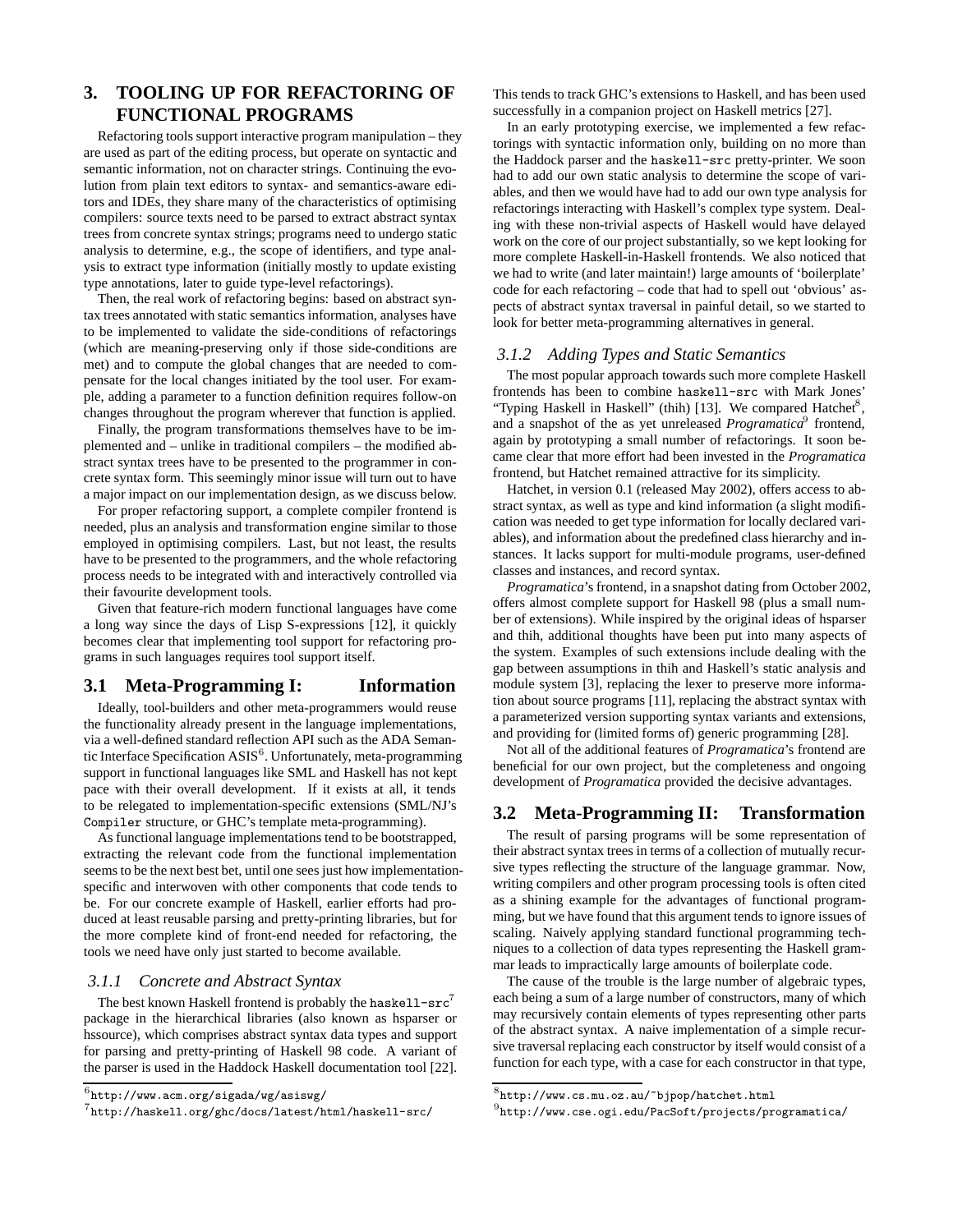## 3. TOOLING UP FOR REFACTORING OF FUNCTIONAL PROGRAMS

Refactoring tools support interactive program manipulation – they are used as part of the editing process, but operate on syntactic and semantic information, not on character strings. Continuing the evolution from plain text editors to syntax- and semantics-aware editors and IDEs, they share many of the characteristics of optimising compilers: source texts need to be parsed to extract abstract syntax trees from concrete syntax strings; programs need to undergo static analysis to determine, e.g., the scope of identifiers, and type analysis to extract type information (initially mostly to update existing type annotations, later to guide type-level refactorings).

Then, the real work of refactoring begins: based on abstract syntax trees annotated with static semantics information, analyses have to be implemented to validate the side-conditions of refactorings (which are meaning-preserving only if those side-conditions are met) and to compute the global changes that are needed to compensate for the local changes initiated by the tool user. For example, adding a parameter to a function definition requires follow-on changes throughout the program wherever that function is applied.

Finally, the program transformations themselves have to be implemented and – unlike in traditional compilers – the modified abstract syntax trees have to be presented to the programmer in concrete syntax form. This seemingly minor issue will turn out to have a major impact on our implementation design, as we discuss below.

For proper refactoring support, a complete compiler frontend is needed, plus an analysis and transformation engine similar to those employed in optimising compilers. Last, but not least, the results have to be presented to the programmers, and the whole refactoring process needs to be integrated with and interactively controlled via their favourite development tools.

Given that feature-rich modern functional languages have come a long way since the days of Lisp S-expressions [12], it quickly becomes clear that implementing tool support for refactoring programs in such languages requires tool support itself.

### 3.1 Meta-Programming I: Information

Ideally, tool-builders and other meta-programmers would reuse the functionality already present in the language implementations, via a well-defined standard reflection API such as the ADA Semantic Interface Specification ASIS[6]. Unfortunately, meta-programming support in functional languages like SML and Haskell has not kept pace with their overall development. If it exists at all, it tends to be relegated to implementation-specific extensions (SML/NJ's `Compiler` structure, or GHC's template meta-programming).

As functional language implementations tend to be bootstrapped, extracting the relevant code from the functional implementation seems to be the next best bet, until one sees just how implementation-specific and interwoven with other components that code tends to be. For our concrete example of Haskell, earlier efforts had produced at least reusable parsing and pretty-printing libraries, but for the more complete kind of front-end needed for refactoring, the tools we need have only just started to become available.

#### 3.1.1 Concrete and Abstract Syntax

The best known Haskell frontend is probably the `haskell-src`[7] package in the hierarchical libraries (also known as hsparser or hssource), which comprises abstract syntax data types and support for parsing and pretty-printing of Haskell 98 code. A variant of the parser is used in the Haddock Haskell documentation tool [22]. This tends to track GHC's extensions to Haskell, and has been used successfully in a companion project on Haskell metrics [27].

In an early prototyping exercise, we implemented a few refactorings with syntactic information only, building on no more than the Haddock parser and the `haskell-src` pretty-printer. We soon had to add our own static analysis to determine the scope of variables, and then we would have had to add our own type analysis for refactorings interacting with Haskell's complex type system. Dealing with these non-trivial aspects of Haskell would have delayed work on the core of our project substantially, so we kept looking for more complete Haskell-in-Haskell frontends. We also noticed that we had to write (and later maintain!) large amounts of 'boilerplate' code for each refactoring – code that had to spell out 'obvious' aspects of abstract syntax traversal in painful detail, so we started to look for better meta-programming alternatives in general.

#### 3.1.2 Adding Types and Static Semantics

The most popular approach towards such more complete Haskell frontends has been to combine `haskell-src` with Mark Jones' "Typing Haskell in Haskell" (thih) [13]. We compared Hatchet[8], and a snapshot of the as yet unreleased *Programatica*[9] frontend, again by prototyping a small number of refactorings. It soon became clear that more effort had been invested in the *Programatica* frontend, but Hatchet remained attractive for its simplicity.

Hatchet, in version 0.1 (released May 2002), offers access to abstract syntax, as well as type and kind information (a slight modification was needed to get type information for locally declared variables), and information about the predefined class hierarchy and instances. It lacks support for multi-module programs, user-defined classes and instances, and record syntax.

*Programatica*'s frontend, in a snapshot dating from October 2002, offers almost complete support for Haskell 98 (plus a small number of extensions). While inspired by the original ideas of hsparser and thih, additional thoughts have been put into many aspects of the system. Examples of such extensions include dealing with the gap between assumptions in thih and Haskell's static analysis and module system [3], replacing the lexer to preserve more information about source programs [11], replacing the abstract syntax with a parameterized version supporting syntax variants and extensions, and providing for (limited forms of) generic programming [28].

Not all of the additional features of *Programatica*'s frontend are beneficial for our own project, but the completeness and ongoing development of *Programatica* provided the decisive advantages.

### 3.2 Meta-Programming II: Transformation

The result of parsing programs will be some representation of their abstract syntax trees in terms of a collection of mutually recursive types reflecting the structure of the language grammar. Now, writing compilers and other program processing tools is often cited as a shining example for the advantages of functional programming, but we have found that this argument tends to ignore issues of scaling. Naively applying standard functional programming techniques to a collection of data types representing the Haskell grammar leads to impractically large amounts of boilerplate code.

The cause of the trouble is the large number of algebraic types, each being a sum of a large number of constructors, many of which may recursively contain elements of types representing other parts of the abstract syntax. A naive implementation of a simple recursive traversal replacing each constructor by itself would consist of a function for each type, with a case for each constructor in that type,

---

[6] `http://www.acm.org/sigada/wg/asiswg/`

[7] `http://haskell.org/ghc/docs/latest/html/haskell-src/`

[8] `http://www.cs.mu.oz.au/~bjpop/hatchet.html`

[9] `http://www.cse.ogi.edu/PacSoft/projects/programatica/`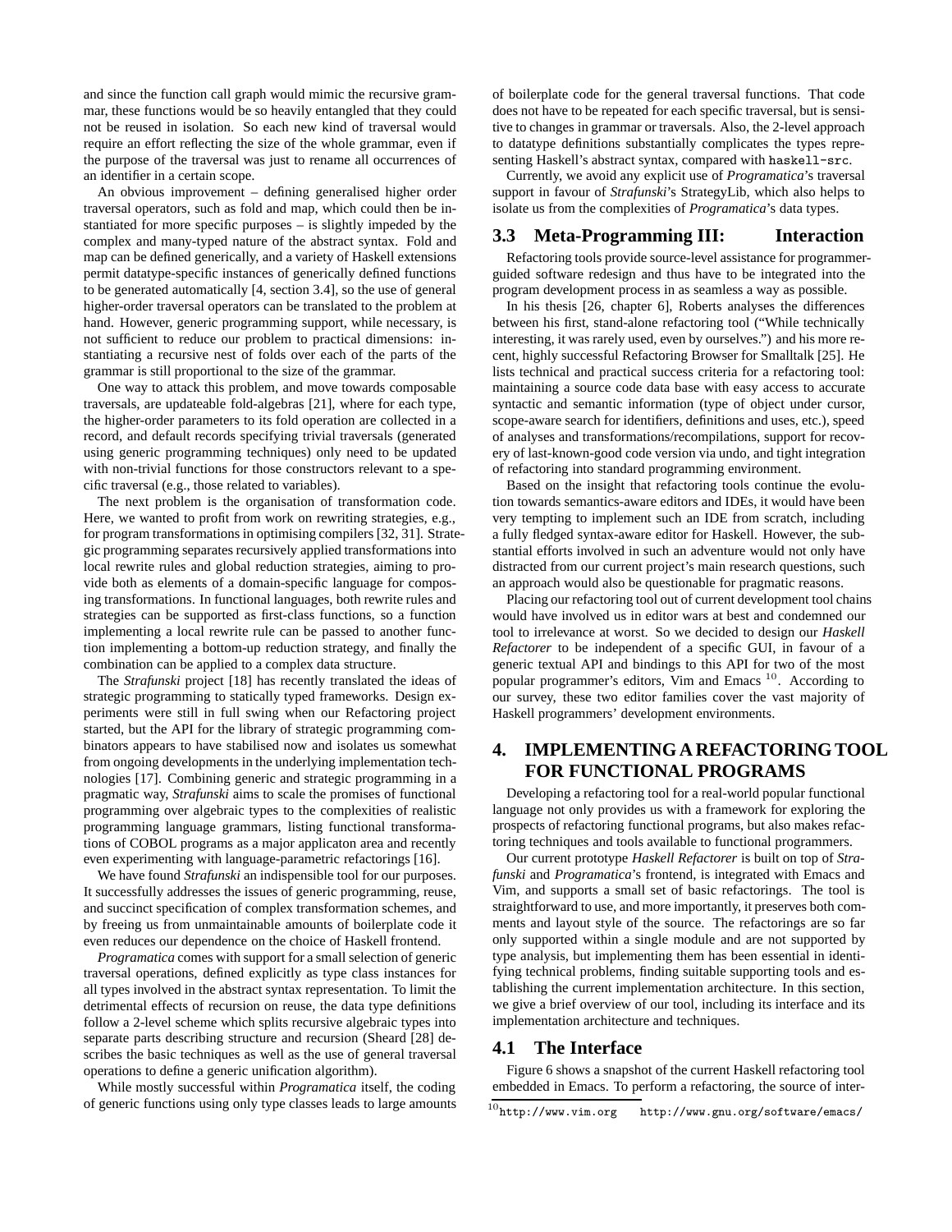and since the function call graph would mimic the recursive grammar, these functions would be so heavily entangled that they could not be reused in isolation. So each new kind of traversal would require an effort reflecting the size of the whole grammar, even if the purpose of the traversal was just to rename all occurrences of an identifier in a certain scope.

An obvious improvement – defining generalised higher order traversal operators, such as fold and map, which could then be instantiated for more specific purposes – is slightly impeded by the complex and many-typed nature of the abstract syntax. Fold and map can be defined generically, and a variety of Haskell extensions permit datatype-specific instances of generically defined functions to be generated automatically [4, section 3.4], so the use of general higher-order traversal operators can be translated to the problem at hand. However, generic programming support, while necessary, is not sufficient to reduce our problem to practical dimensions: instantiating a recursive nest of folds over each of the parts of the grammar is still proportional to the size of the grammar.

One way to attack this problem, and move towards composable traversals, are updateable fold-algebras [21], where for each type, the higher-order parameters to its fold operation are collected in a record, and default records specifying trivial traversals (generated using generic programming techniques) only need to be updated with non-trivial functions for those constructors relevant to a specific traversal (e.g., those related to variables).

The next problem is the organisation of transformation code. Here, we wanted to profit from work on rewriting strategies, e.g., for program transformations in optimising compilers [32, 31]. Strategic programming separates recursively applied transformations into local rewrite rules and global reduction strategies, aiming to provide both as elements of a domain-specific language for composing transformations. In functional languages, both rewrite rules and strategies can be supported as first-class functions, so a function implementing a local rewrite rule can be passed to another function implementing a bottom-up reduction strategy, and finally the combination can be applied to a complex data structure.

The *Strafunski* project [18] has recently translated the ideas of strategic programming to statically typed frameworks. Design experiments were still in full swing when our Refactoring project started, but the API for the library of strategic programming combinators appears to have stabilised now and isolates us somewhat from ongoing developments in the underlying implementation technologies [17]. Combining generic and strategic programming in a pragmatic way, *Strafunski* aims to scale the promises of functional programming over algebraic types to the complexities of realistic programming language grammars, listing functional transformations of COBOL programs as a major applicaton area and recently even experimenting with language-parametric refactorings [16].

We have found *Strafunski* an indispensible tool for our purposes. It successfully addresses the issues of generic programming, reuse, and succinct specification of complex transformation schemes, and by freeing us from unmaintainable amounts of boilerplate code it even reduces our dependence on the choice of Haskell frontend.

*Programatica* comes with support for a small selection of generic traversal operations, defined explicitly as type class instances for all types involved in the abstract syntax representation. To limit the detrimental effects of recursion on reuse, the data type definitions follow a 2-level scheme which splits recursive algebraic types into separate parts describing structure and recursion (Sheard [28] describes the basic techniques as well as the use of general traversal operations to define a generic unification algorithm).

While mostly successful within *Programatica* itself, the coding of generic functions using only type classes leads to large amounts of boilerplate code for the general traversal functions. That code does not have to be repeated for each specific traversal, but is sensitive to changes in grammar or traversals. Also, the 2-level approach to datatype definitions substantially complicates the types representing Haskell's abstract syntax, compared with `haskell-src`.

Currently, we avoid any explicit use of *Programatica*'s traversal support in favour of *Strafunski*'s StrategyLib, which also helps to isolate us from the complexities of *Programatica*'s data types.

## 3.3 Meta-Programming III: Interaction

Refactoring tools provide source-level assistance for programmer-guided software redesign and thus have to be integrated into the program development process in as seamless a way as possible.

In his thesis [26, chapter 6], Roberts analyses the differences between his first, stand-alone refactoring tool ("While technically interesting, it was rarely used, even by ourselves.") and his more recent, highly successful Refactoring Browser for Smalltalk [25]. He lists technical and practical success criteria for a refactoring tool: maintaining a source code data base with easy access to accurate syntactic and semantic information (type of object under cursor, scope-aware search for identifiers, definitions and uses, etc.), speed of analyses and transformations/recompilations, support for recovery of last-known-good code version via undo, and tight integration of refactoring into standard programming environment.

Based on the insight that refactoring tools continue the evolution towards semantics-aware editors and IDEs, it would have been very tempting to implement such an IDE from scratch, including a fully fledged syntax-aware editor for Haskell. However, the substantial efforts involved in such an adventure would not only have distracted from our current project's main research questions, such an approach would also be questionable for pragmatic reasons.

Placing our refactoring tool out of current development tool chains would have involved us in editor wars at best and condemned our tool to irrelevance at worst. So we decided to design our *Haskell Refactorer* to be independent of a specific GUI, in favour of a generic textual API and bindings to this API for two of the most popular programmer's editors, Vim and Emacs [10]. According to our survey, these two editor families cover the vast majority of Haskell programmers' development environments.

# 4. IMPLEMENTING A REFACTORING TOOL FOR FUNCTIONAL PROGRAMS

Developing a refactoring tool for a real-world popular functional language not only provides us with a framework for exploring the prospects of refactoring functional programs, but also makes refactoring techniques and tools available to functional programmers.

Our current prototype *Haskell Refactorer* is built on top of *Strafunski* and *Programatica*'s frontend, is integrated with Emacs and Vim, and supports a small set of basic refactorings. The tool is straightforward to use, and more importantly, it preserves both comments and layout style of the source. The refactorings are so far only supported within a single module and are not supported by type analysis, but implementing them has been essential in identifying technical problems, finding suitable supporting tools and establishing the current implementation architecture. In this section, we give a brief overview of our tool, including its interface and its implementation architecture and techniques.

## 4.1 The Interface

Figure 6 shows a snapshot of the current Haskell refactoring tool embedded in Emacs. To perform a refactoring, the source of inter-

[10] `http://www.vim.org` `http://www.gnu.org/software/emacs/`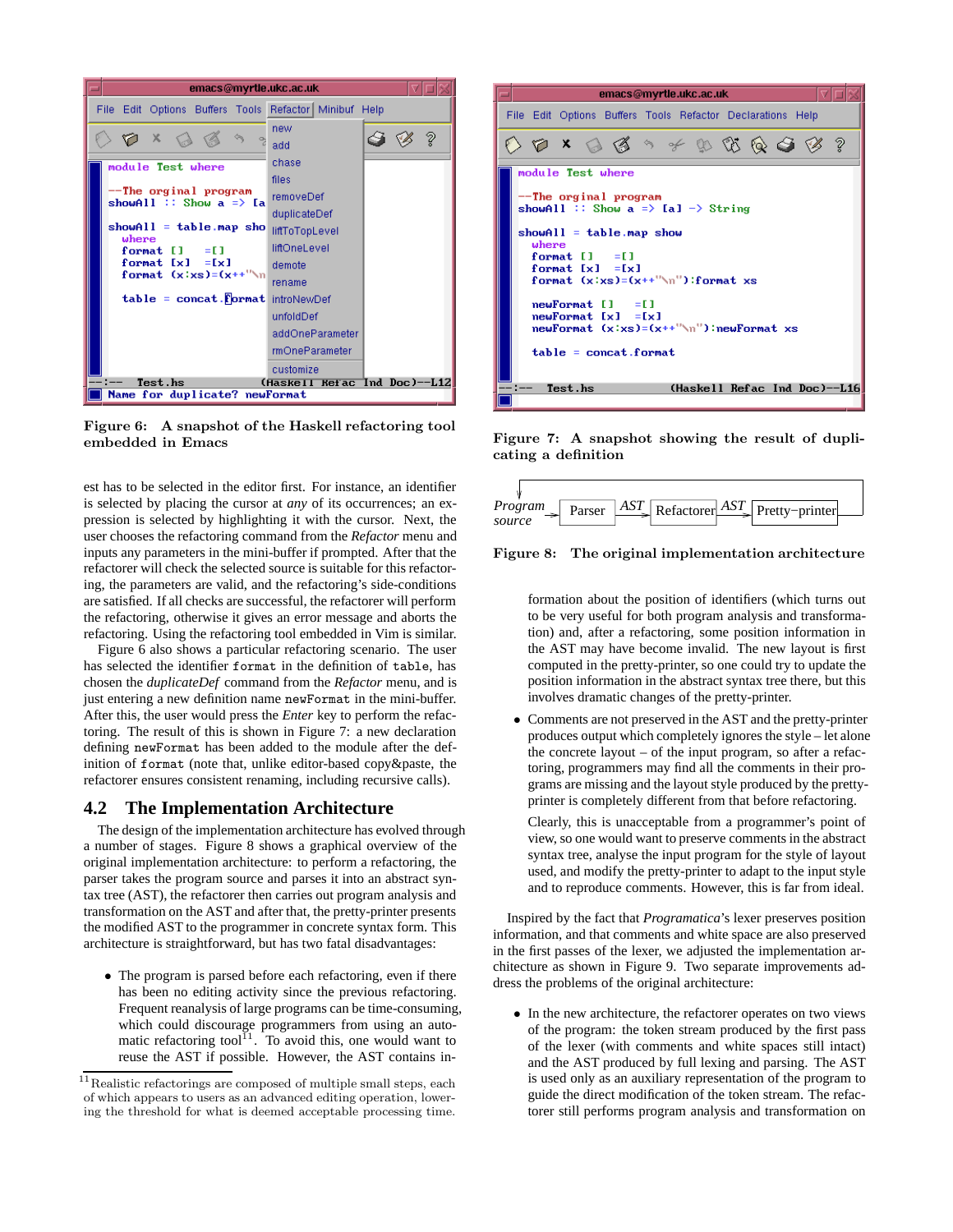Figure 6: A snapshot of the Haskell refactoring tool embedded in Emacs

Figure 7: A snapshot showing the result of duplicating a definition

Figure 8: The original implementation architecture

est has to be selected in the editor first. For instance, an identifier is selected by placing the cursor at *any* of its occurrences; an expression is selected by highlighting it with the cursor. Next, the user chooses the refactoring command from the *Refactor* menu and inputs any parameters in the mini-buffer if prompted. After that the refactorer will check the selected source is suitable for this refactoring, the parameters are valid, and the refactoring's side-conditions are satisfied. If all checks are successful, the refactorer will perform the refactoring, otherwise it gives an error message and aborts the refactoring. Using the refactoring tool embedded in Vim is similar.

Figure 6 also shows a particular refactoring scenario. The user has selected the identifier `format` in the definition of `table`, has chosen the *duplicateDef* command from the *Refactor* menu, and is just entering a new definition name `newFormat` in the mini-buffer. After this, the user would press the *Enter* key to perform the refactoring. The result of this is shown in Figure 7: a new declaration defining `newFormat` has been added to the module after the definition of `format` (note that, unlike editor-based copy&paste, the refactorer ensures consistent renaming, including recursive calls).

## 4.2 The Implementation Architecture

The design of the implementation architecture has evolved through a number of stages. Figure 8 shows a graphical overview of the original implementation architecture: to perform a refactoring, the parser takes the program source and parses it into an abstract syntax tree (AST), the refactorer then carries out program analysis and transformation on the AST and after that, the pretty-printer presents the modified AST to the programmer in concrete syntax form. This architecture is straightforward, but has two fatal disadvantages:

- The program is parsed before each refactoring, even if there has been no editing activity since the previous refactoring. Frequent reanalysis of large programs can be time-consuming, which could discourage programmers from using an automatic refactoring tool[11]. To avoid this, one would want to reuse the AST if possible. However, the AST contains information about the position of identifiers (which turns out to be very useful for both program analysis and transformation) and, after a refactoring, some position information in the AST may have become invalid. The new layout is first computed in the pretty-printer, so one could try to update the position information in the abstract syntax tree there, but this involves dramatic changes of the pretty-printer.

- Comments are not preserved in the AST and the pretty-printer produces output which completely ignores the style – let alone the concrete layout – of the input program, so after a refactoring, programmers may find all the comments in their programs are missing and the layout style produced by the pretty-printer is completely different from that before refactoring.

  Clearly, this is unacceptable from a programmer's point of view, so one would want to preserve comments in the abstract syntax tree, analyse the input program for the style of layout used, and modify the pretty-printer to adapt to the input style and to reproduce comments. However, this is far from ideal.

Inspired by the fact that *Programatica*'s lexer preserves position information, and that comments and white space are also preserved in the first passes of the lexer, we adjusted the implementation architecture as shown in Figure 9. Two separate improvements address the problems of the original architecture:

- In the new architecture, the refactorer operates on two views of the program: the token stream produced by the first pass of the lexer (with comments and white spaces still intact) and the AST produced by full lexing and parsing. The AST is used only as an auxiliary representation of the program to guide the direct modification of the token stream. The refactorer still performs program analysis and transformation on

[11] Realistic refactorings are composed of multiple small steps, each of which appears to users as an advanced editing operation, lowering the threshold for what is deemed acceptable processing time.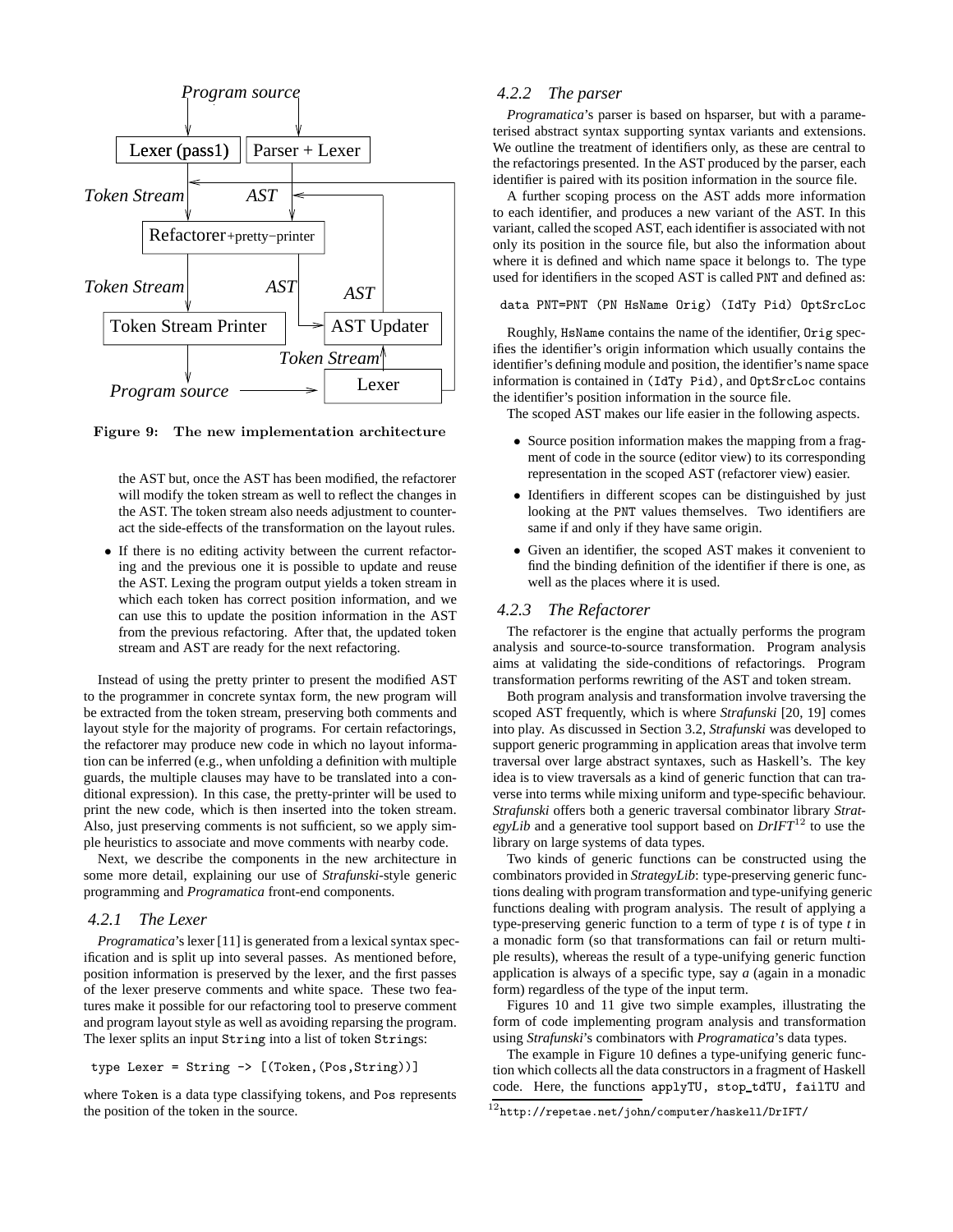Program source

Lexer (pass1)

Parser + Lexer

Token Stream

AST

Refactorer+pretty−printer

Token Stream

AST

AST

Token Stream Printer

AST Updater

Token Stream

Program source

Lexer

**Figure 9: The new implementation architecture**

the AST but, once the AST has been modified, the refactorer will modify the token stream as well to reflect the changes in the AST. The token stream also needs adjustment to counteract the side-effects of the transformation on the layout rules.

- If there is no editing activity between the current refactoring and the previous one it is possible to update and reuse the AST. Lexing the program output yields a token stream in which each token has correct position information, and we can use this to update the position information in the AST from the previous refactoring. After that, the updated token stream and AST are ready for the next refactoring.

Instead of using the pretty printer to present the modified AST to the programmer in concrete syntax form, the new program will be extracted from the token stream, preserving both comments and layout style for the majority of programs. For certain refactorings, the refactorer may produce new code in which no layout information can be inferred (e.g., when unfolding a definition with multiple guards, the multiple clauses may have to be translated into a conditional expression). In this case, the pretty-printer will be used to print the new code, which is then inserted into the token stream. Also, just preserving comments is not sufficient, so we apply simple heuristics to associate and move comments with nearby code.

Next, we describe the components in the new architecture in some more detail, explaining our use of *Strafunski*-style generic programming and *Programatica* front-end components.

### 4.2.1 The Lexer

*Programatica*'s lexer [11] is generated from a lexical syntax specification and is split up into several passes. As mentioned before, position information is preserved by the lexer, and the first passes of the lexer preserve comments and white space. These two features make it possible for our refactoring tool to preserve comment and program layout style as well as avoiding reparsing the program. The lexer splits an input `String` into a list of token `String`s:

```
type Lexer = String -> [(Token,(Pos,String))]
```

where `Token` is a data type classifying tokens, and `Pos` represents the position of the token in the source.

### 4.2.2 The parser

*Programatica*'s parser is based on hsparser, but with a parameterised abstract syntax supporting syntax variants and extensions. We outline the treatment of identifiers only, as these are central to the refactorings presented. In the AST produced by the parser, each identifier is paired with its position information in the source file.

A further scoping process on the AST adds more information to each identifier, and produces a new variant of the AST. In this variant, called the scoped AST, each identifier is associated with not only its position in the source file, but also the information about where it is defined and which name space it belongs to. The type used for identifiers in the scoped AST is called `PNT` and defined as:

```
data PNT=PNT (PN HsName Orig) (IdTy Pid) OptSrcLoc
```

Roughly, `HsName` contains the name of the identifier, `Orig` specifies the identifier's origin information which usually contains the identifier's defining module and position, the identifier's name space information is contained in `(IdTy Pid)`, and `OptSrcLoc` contains the identifier's position information in the source file.

The scoped AST makes our life easier in the following aspects.

- Source position information makes the mapping from a fragment of code in the source (editor view) to its corresponding representation in the scoped AST (refactorer view) easier.
- Identifiers in different scopes can be distinguished by just looking at the `PNT` values themselves. Two identifiers are same if and only if they have same origin.
- Given an identifier, the scoped AST makes it convenient to find the binding definition of the identifier if there is one, as well as the places where it is used.

### 4.2.3 The Refactorer

The refactorer is the engine that actually performs the program analysis and source-to-source transformation. Program analysis aims at validating the side-conditions of refactorings. Program transformation performs rewriting of the AST and token stream.

Both program analysis and transformation involve traversing the scoped AST frequently, which is where *Strafunski* [20, 19] comes into play. As discussed in Section 3.2, *Strafunski* was developed to support generic programming in application areas that involve term traversal over large abstract syntaxes, such as Haskell's. The key idea is to view traversals as a kind of generic function that can traverse into terms while mixing uniform and type-specific behaviour. *Strafunski* offers both a generic traversal combinator library *StrategyLib* and a generative tool support based on *DrIFT*[12] to use the library on large systems of data types.

Two kinds of generic functions can be constructed using the combinators provided in *StrategyLib*: type-preserving generic functions dealing with program transformation and type-unifying generic functions dealing with program analysis. The result of applying a type-preserving generic function to a term of type *t* is of type *t* in a monadic form (so that transformations can fail or return multiple results), whereas the result of a type-unifying generic function application is always of a specific type, say *a* (again in a monadic form) regardless of the type of the input term.

Figures 10 and 11 give two simple examples, illustrating the form of code implementing program analysis and transformation using *Strafunski*'s combinators with *Programatica*'s data types.

The example in Figure 10 defines a type-unifying generic function which collects all the data constructors in a fragment of Haskell code. Here, the functions `applyTU`, `stop_tdTU`, `failTU` and

[12] http://repetae.net/john/computer/haskell/DrIFT/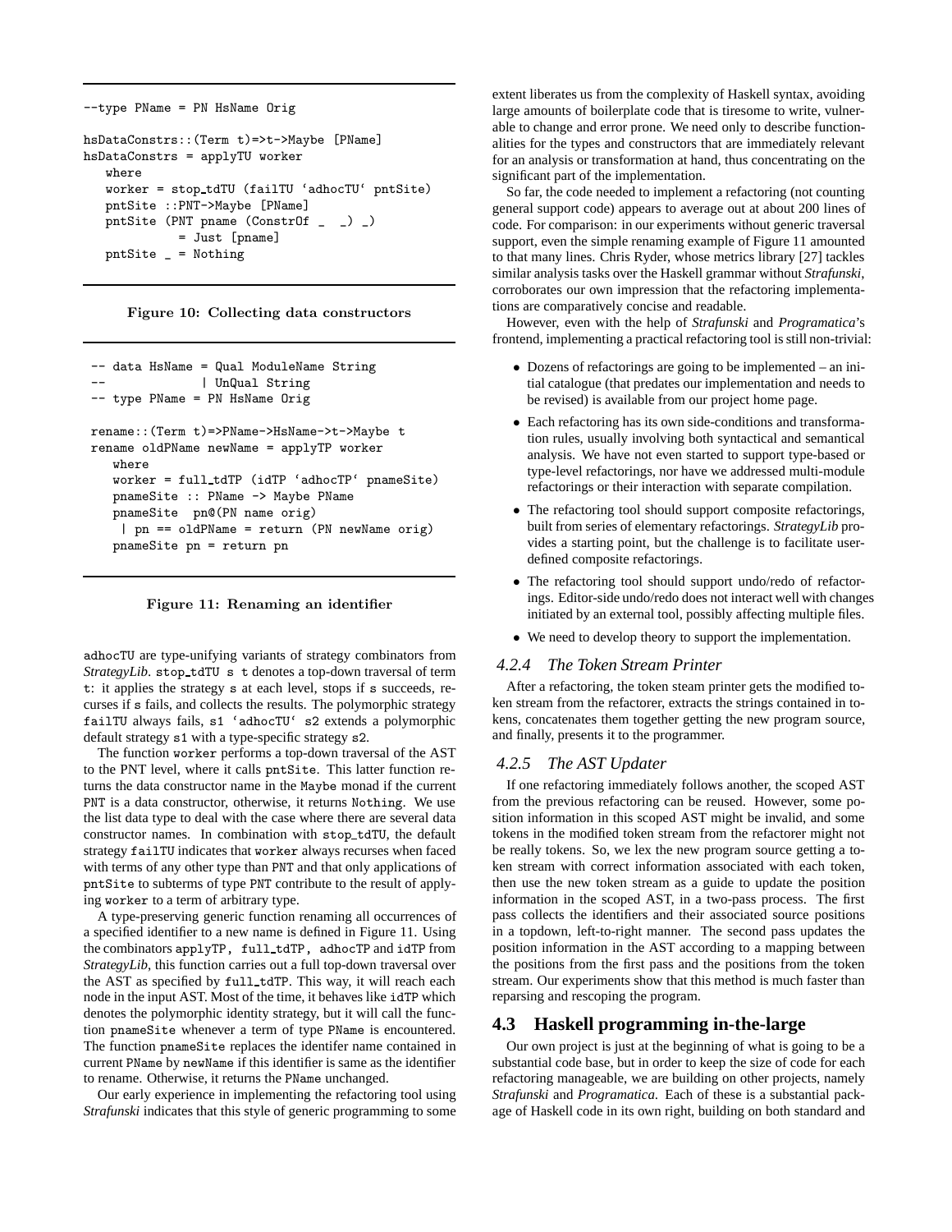```
--type PName = PN HsName Orig

hsDataConstrs::(Term t)=>t->Maybe [PName]
hsDataConstrs = applyTU worker
   where
   worker = stop_tdTU (failTU `adhocTU` pntSite)
   pntSite ::PNT->Maybe [PName]
   pntSite (PNT pname (ConstrOf _  _) _)
            = Just [pname]
   pntSite _ = Nothing
```

**Figure 10: Collecting data constructors**

```
-- data HsName = Qual ModuleName String
--             | UnQual String
-- type PName = PN HsName Orig

rename::(Term t)=>PName->HsName->t->Maybe t
rename oldPName newName = applyTP worker
   where
   worker = full_tdTP (idTP `adhocTP` pnameSite)
   pnameSite :: PName -> Maybe PName
   pnameSite  pn@(PN name orig)
    | pn == oldPName = return (PN newName orig)
   pnameSite pn = return pn
```

**Figure 11: Renaming an identifier**

adhocTU are type-unifying variants of strategy combinators from *StrategyLib*. stop_tdTU s t denotes a top-down traversal of term t: it applies the strategy s at each level, stops if s succeeds, recurses if s fails, and collects the results. The polymorphic strategy failTU always fails, s1 `adhocTU` s2 extends a polymorphic default strategy s1 with a type-specific strategy s2.

The function worker performs a top-down traversal of the AST to the PNT level, where it calls pntSite. This latter function returns the data constructor name in the Maybe monad if the current PNT is a data constructor, otherwise, it returns Nothing. We use the list data type to deal with the case where there are several data constructor names. In combination with stop_tdTU, the default strategy failTU indicates that worker always recurses when faced with terms of any other type than PNT and that only applications of pntSite to subterms of type PNT contribute to the result of applying worker to a term of arbitrary type.

A type-preserving generic function renaming all occurrences of a specified identifier to a new name is defined in Figure 11. Using the combinators applyTP, full_tdTP, adhocTP and idTP from *StrategyLib*, this function carries out a full top-down traversal over the AST as specified by full_tdTP. This way, it will reach each node in the input AST. Most of the time, it behaves like idTP which denotes the polymorphic identity strategy, but it will call the function pnameSite whenever a term of type PName is encountered. The function pnameSite replaces the identifer name contained in current PName by newName if this identifier is same as the identifier to rename. Otherwise, it returns the PName unchanged.

Our early experience in implementing the refactoring tool using *Strafunski* indicates that this style of generic programming to some extent liberates us from the complexity of Haskell syntax, avoiding large amounts of boilerplate code that is tiresome to write, vulnerable to change and error prone. We need only to describe functionalities for the types and constructors that are immediately relevant for an analysis or transformation at hand, thus concentrating on the significant part of the implementation.

So far, the code needed to implement a refactoring (not counting general support code) appears to average out at about 200 lines of code. For comparison: in our experiments without generic traversal support, even the simple renaming example of Figure 11 amounted to that many lines. Chris Ryder, whose metrics library [27] tackles similar analysis tasks over the Haskell grammar without *Strafunski*, corroborates our own impression that the refactoring implementations are comparatively concise and readable.

However, even with the help of *Strafunski* and *Programatica*'s frontend, implementing a practical refactoring tool is still non-trivial:

- Dozens of refactorings are going to be implemented – an initial catalogue (that predates our implementation and needs to be revised) is available from our project home page.
- Each refactoring has its own side-conditions and transformation rules, usually involving both syntactical and semantical analysis. We have not even started to support type-based or type-level refactorings, nor have we addressed multi-module refactorings or their interaction with separate compilation.
- The refactoring tool should support composite refactorings, built from series of elementary refactorings. *StrategyLib* provides a starting point, but the challenge is to facilitate user-defined composite refactorings.
- The refactoring tool should support undo/redo of refactorings. Editor-side undo/redo does not interact well with changes initiated by an external tool, possibly affecting multiple files.
- We need to develop theory to support the implementation.

### *4.2.4 The Token Stream Printer*

After a refactoring, the token steam printer gets the modified token stream from the refactorer, extracts the strings contained in tokens, concatenates them together getting the new program source, and finally, presents it to the programmer.

### *4.2.5 The AST Updater*

If one refactoring immediately follows another, the scoped AST from the previous refactoring can be reused. However, some position information in this scoped AST might be invalid, and some tokens in the modified token stream from the refactorer might not be really tokens. So, we lex the new program source getting a token stream with correct information associated with each token, then use the new token stream as a guide to update the position information in the scoped AST, in a two-pass process. The first pass collects the identifiers and their associated source positions in a topdown, left-to-right manner. The second pass updates the position information in the AST according to a mapping between the positions from the first pass and the positions from the token stream. Our experiments show that this method is much faster than reparsing and rescoping the program.

## 4.3 Haskell programming in-the-large

Our own project is just at the beginning of what is going to be a substantial code base, but in order to keep the size of code for each refactoring manageable, we are building on other projects, namely *Strafunski* and *Programatica*. Each of these is a substantial package of Haskell code in its own right, building on both standard and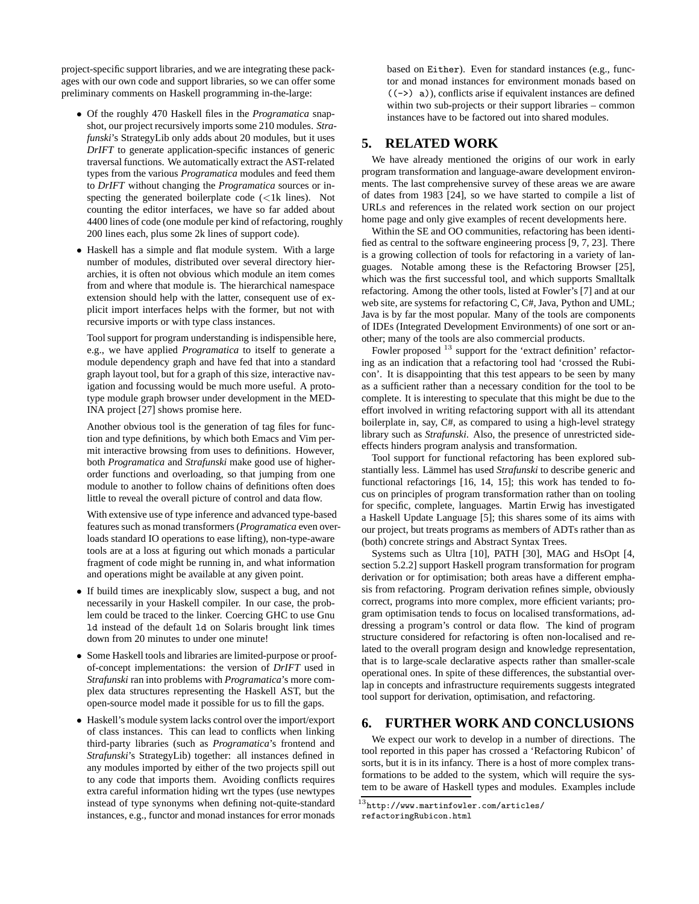project-specific support libraries, and we are integrating these packages with our own code and support libraries, so we can offer some preliminary comments on Haskell programming in-the-large:

- Of the roughly 470 Haskell files in the *Programatica* snapshot, our project recursively imports some 210 modules. *Strafunski*'s StrategyLib only adds about 20 modules, but it uses *DrIFT* to generate application-specific instances of generic traversal functions. We automatically extract the AST-related types from the various *Programatica* modules and feed them to *DrIFT* without changing the *Programatica* sources or inspecting the generated boilerplate code (<1k lines). Not counting the editor interfaces, we have so far added about 4400 lines of code (one module per kind of refactoring, roughly 200 lines each, plus some 2k lines of support code).
- Haskell has a simple and flat module system. With a large number of modules, distributed over several directory hierarchies, it is often not obvious which module an item comes from and where that module is. The hierarchical namespace extension should help with the latter, consequent use of explicit import interfaces helps with the former, but not with recursive imports or with type class instances.

  Tool support for program understanding is indispensible here, e.g., we have applied *Programatica* to itself to generate a module dependency graph and have fed that into a standard graph layout tool, but for a graph of this size, interactive navigation and focussing would be much more useful. A prototype module graph browser under development in the MEDINA project [27] shows promise here.

  Another obvious tool is the generation of tag files for function and type definitions, by which both Emacs and Vim permit interactive browsing from uses to definitions. However, both *Programatica* and *Strafunski* make good use of higher-order functions and overloading, so that jumping from one module to another to follow chains of definitions often does little to reveal the overall picture of control and data flow.

  With extensive use of type inference and advanced type-based features such as monad transformers (*Programatica* even overloads standard IO operations to ease lifting), non-type-aware tools are at a loss at figuring out which monads a particular fragment of code might be running in, and what information and operations might be available at any given point.
- If build times are inexplicably slow, suspect a bug, and not necessarily in your Haskell compiler. In our case, the problem could be traced to the linker. Coercing GHC to use Gnu `ld` instead of the default `ld` on Solaris brought link times down from 20 minutes to under one minute!
- Some Haskell tools and libraries are limited-purpose or proof-of-concept implementations: the version of *DrIFT* used in *Strafunski* ran into problems with *Programatica*'s more complex data structures representing the Haskell AST, but the open-source model made it possible for us to fill the gaps.
- Haskell's module system lacks control over the import/export of class instances. This can lead to conflicts when linking third-party libraries (such as *Programatica*'s frontend and *Strafunski*'s StrategyLib) together: all instances defined in any modules imported by either of the two projects spill out to any code that imports them. Avoiding conflicts requires extra careful information hiding wrt the types (use newtypes instead of type synonyms when defining not-quite-standard instances, e.g., functor and monad instances for error monads based on `Either`). Even for standard instances (e.g., functor and monad instances for environment monads based on `((->) a)`), conflicts arise if equivalent instances are defined within two sub-projects or their support libraries – common instances have to be factored out into shared modules.

## 5. RELATED WORK

We have already mentioned the origins of our work in early program transformation and language-aware development environments. The last comprehensive survey of these areas we are aware of dates from 1983 [24], so we have started to compile a list of URLs and references in the related work section on our project home page and only give examples of recent developments here.

Within the SE and OO communities, refactoring has been identified as central to the software engineering process [9, 7, 23]. There is a growing collection of tools for refactoring in a variety of languages. Notable among these is the Refactoring Browser [25], which was the first successful tool, and which supports Smalltalk refactoring. Among the other tools, listed at Fowler's [7] and at our web site, are systems for refactoring C, C#, Java, Python and UML; Java is by far the most popular. Many of the tools are components of IDEs (Integrated Development Environments) of one sort or another; many of the tools are also commercial products.

Fowler proposed [13] support for the 'extract definition' refactoring as an indication that a refactoring tool had 'crossed the Rubicon'. It is disappointing that this test appears to be seen by many as a sufficient rather than a necessary condition for the tool to be complete. It is interesting to speculate that this might be due to the effort involved in writing refactoring support with all its attendant boilerplate in, say, C#, as compared to using a high-level strategy library such as *Strafunski*. Also, the presence of unrestricted side-effects hinders program analysis and transformation.

Tool support for functional refactoring has been explored substantially less. Lämmel has used *Strafunski* to describe generic and functional refactorings [16, 14, 15]; this work has tended to focus on principles of program transformation rather than on tooling for specific, complete, languages. Martin Erwig has investigated a Haskell Update Language [5]; this shares some of its aims with our project, but treats programs as members of ADTs rather than as (both) concrete strings and Abstract Syntax Trees.

Systems such as Ultra [10], PATH [30], MAG and HsOpt [4, section 5.2.2] support Haskell program transformation for program derivation or for optimisation; both areas have a different emphasis from refactoring. Program derivation refines simple, obviously correct, programs into more complex, more efficient variants; program optimisation tends to focus on localised transformations, addressing a program's control or data flow. The kind of program structure considered for refactoring is often non-localised and related to the overall program design and knowledge representation, that is to large-scale declarative aspects rather than smaller-scale operational ones. In spite of these differences, the substantial overlap in concepts and infrastructure requirements suggests integrated tool support for derivation, optimisation, and refactoring.

## 6. FURTHER WORK AND CONCLUSIONS

We expect our work to develop in a number of directions. The tool reported in this paper has crossed a 'Refactoring Rubicon' of sorts, but it is in its infancy. There is a host of more complex transformations to be added to the system, which will require the system to be aware of Haskell types and modules. Examples include

[13] `http://www.martinfowler.com/articles/refactoringRubicon.html`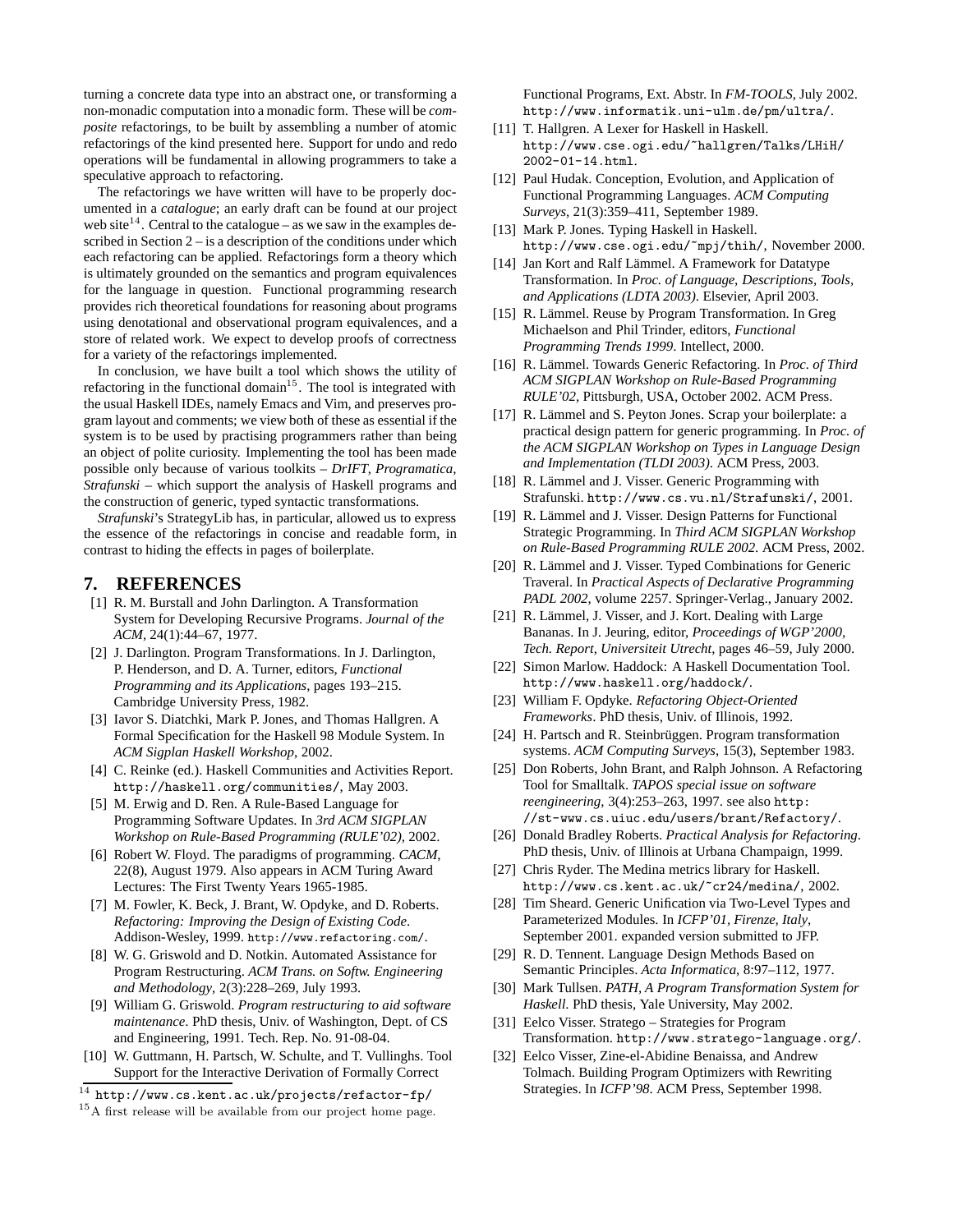turning a concrete data type into an abstract one, or transforming a non-monadic computation into a monadic form. These will be *composite* refactorings, to be built by assembling a number of atomic refactorings of the kind presented here. Support for undo and redo operations will be fundamental in allowing programmers to take a speculative approach to refactoring.

The refactorings we have written will have to be properly documented in a *catalogue*; an early draft can be found at our project web site[14]. Central to the catalogue – as we saw in the examples described in Section 2 – is a description of the conditions under which each refactoring can be applied. Refactorings form a theory which is ultimately grounded on the semantics and program equivalences for the language in question. Functional programming research provides rich theoretical foundations for reasoning about programs using denotational and observational program equivalences, and a store of related work. We expect to develop proofs of correctness for a variety of the refactorings implemented.

In conclusion, we have built a tool which shows the utility of refactoring in the functional domain[15]. The tool is integrated with the usual Haskell IDEs, namely Emacs and Vim, and preserves program layout and comments; we view both of these as essential if the system is to be used by practising programmers rather than being an object of polite curiosity. Implementing the tool has been made possible only because of various toolkits – *DrIFT*, *Programatica*, *Strafunski* – which support the analysis of Haskell programs and the construction of generic, typed syntactic transformations.

*Strafunski*'s StrategyLib has, in particular, allowed us to express the essence of the refactorings in concise and readable form, in contrast to hiding the effects in pages of boilerplate.

## 7. REFERENCES

[1] R. M. Burstall and John Darlington. A Transformation System for Developing Recursive Programs. *Journal of the ACM*, 24(1):44–67, 1977.

[2] J. Darlington. Program Transformations. In J. Darlington, P. Henderson, and D. A. Turner, editors, *Functional Programming and its Applications*, pages 193–215. Cambridge University Press, 1982.

[3] Iavor S. Diatchki, Mark P. Jones, and Thomas Hallgren. A Formal Specification for the Haskell 98 Module System. In *ACM Sigplan Haskell Workshop*, 2002.

[4] C. Reinke (ed.). Haskell Communities and Activities Report. http://haskell.org/communities/, May 2003.

[5] M. Erwig and D. Ren. A Rule-Based Language for Programming Software Updates. In *3rd ACM SIGPLAN Workshop on Rule-Based Programming (RULE'02)*, 2002.

[6] Robert W. Floyd. The paradigms of programming. *CACM*, 22(8), August 1979. Also appears in ACM Turing Award Lectures: The First Twenty Years 1965-1985.

[7] M. Fowler, K. Beck, J. Brant, W. Opdyke, and D. Roberts. *Refactoring: Improving the Design of Existing Code*. Addison-Wesley, 1999. http://www.refactoring.com/.

[8] W. G. Griswold and D. Notkin. Automated Assistance for Program Restructuring. *ACM Trans. on Softw. Engineering and Methodology*, 2(3):228–269, July 1993.

[9] William G. Griswold. *Program restructuring to aid software maintenance*. PhD thesis, Univ. of Washington, Dept. of CS and Engineering, 1991. Tech. Rep. No. 91-08-04.

[10] W. Guttmann, H. Partsch, W. Schulte, and T. Vullinghs. Tool Support for the Interactive Derivation of Formally Correct Functional Programs, Ext. Abstr. In *FM-TOOLS*, July 2002. http://www.informatik.uni-ulm.de/pm/ultra/.

[11] T. Hallgren. A Lexer for Haskell in Haskell. http://www.cse.ogi.edu/~hallgren/Talks/LHiH/2002-01-14.html.

[12] Paul Hudak. Conception, Evolution, and Application of Functional Programming Languages. *ACM Computing Surveys*, 21(3):359–411, September 1989.

[13] Mark P. Jones. Typing Haskell in Haskell. http://www.cse.ogi.edu/~mpj/thih/, November 2000.

[14] Jan Kort and Ralf Lämmel. A Framework for Datatype Transformation. In *Proc. of Language, Descriptions, Tools, and Applications (LDTA 2003)*. Elsevier, April 2003.

[15] R. Lämmel. Reuse by Program Transformation. In Greg Michaelson and Phil Trinder, editors, *Functional Programming Trends 1999*. Intellect, 2000.

[16] R. Lämmel. Towards Generic Refactoring. In *Proc. of Third ACM SIGPLAN Workshop on Rule-Based Programming RULE'02*, Pittsburgh, USA, October 2002. ACM Press.

[17] R. Lämmel and S. Peyton Jones. Scrap your boilerplate: a practical design pattern for generic programming. In *Proc. of the ACM SIGPLAN Workshop on Types in Language Design and Implementation (TLDI 2003)*. ACM Press, 2003.

[18] R. Lämmel and J. Visser. Generic Programming with Strafunski. http://www.cs.vu.nl/Strafunski/, 2001.

[19] R. Lämmel and J. Visser. Design Patterns for Functional Strategic Programming. In *Third ACM SIGPLAN Workshop on Rule-Based Programming RULE 2002*. ACM Press, 2002.

[20] R. Lämmel and J. Visser. Typed Combinations for Generic Traveral. In *Practical Aspects of Declarative Programming PADL 2002*, volume 2257. Springer-Verlag., January 2002.

[21] R. Lämmel, J. Visser, and J. Kort. Dealing with Large Bananas. In J. Jeuring, editor, *Proceedings of WGP'2000, Tech. Report, Universiteit Utrecht*, pages 46–59, July 2000.

[22] Simon Marlow. Haddock: A Haskell Documentation Tool. http://www.haskell.org/haddock/.

[23] William F. Opdyke. *Refactoring Object-Oriented Frameworks*. PhD thesis, Univ. of Illinois, 1992.

[24] H. Partsch and R. Steinbrüggen. Program transformation systems. *ACM Computing Surveys*, 15(3), September 1983.

[25] Don Roberts, John Brant, and Ralph Johnson. A Refactoring Tool for Smalltalk. *TAPOS special issue on software reengineering*, 3(4):253–263, 1997. see also http://st-www.cs.uiuc.edu/users/brant/Refactory/.

[26] Donald Bradley Roberts. *Practical Analysis for Refactoring*. PhD thesis, Univ. of Illinois at Urbana Champaign, 1999.

[27] Chris Ryder. The Medina metrics library for Haskell. http://www.cs.kent.ac.uk/~cr24/medina/, 2002.

[28] Tim Sheard. Generic Unification via Two-Level Types and Parameterized Modules. In *ICFP'01, Firenze, Italy*, September 2001. expanded version submitted to JFP.

[29] R. D. Tennent. Language Design Methods Based on Semantic Principles. *Acta Informatica*, 8:97–112, 1977.

[30] Mark Tullsen. *PATH, A Program Transformation System for Haskell*. PhD thesis, Yale University, May 2002.

[31] Eelco Visser. Stratego – Strategies for Program Transformation. http://www.stratego-language.org/.

[32] Eelco Visser, Zine-el-Abidine Benaissa, and Andrew Tolmach. Building Program Optimizers with Rewriting Strategies. In *ICFP'98*. ACM Press, September 1998.

[14] http://www.cs.kent.ac.uk/projects/refactor-fp/

[15] A first release will be available from our project home page.